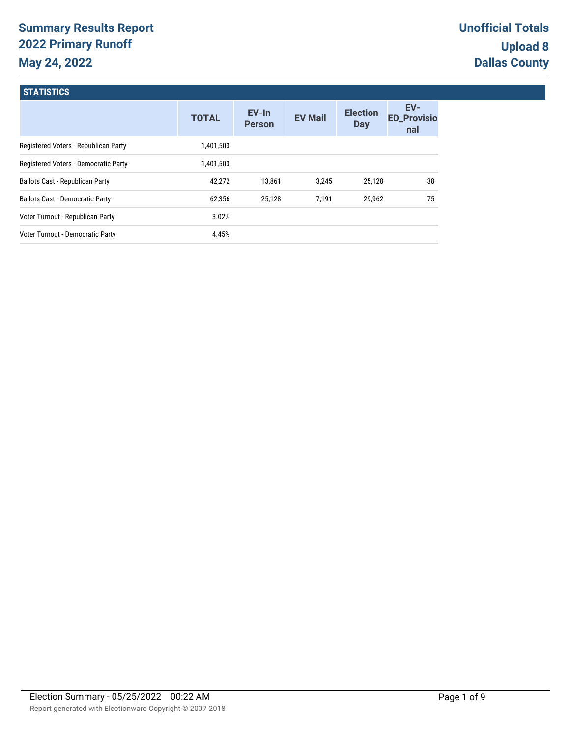# Summary Results Report
## 2022 Primary Runoff
## May 24, 2022

**Unofficial Totals**
**Upload 8**
**Dallas County**

### STATISTICS

| | TOTAL | EV-In Person | EV Mail | Election Day | EV-ED_Provisional |
|---|---|---|---|---|---|
| Registered Voters - Republican Party | 1,401,503 | | | | |
| Registered Voters - Democratic Party | 1,401,503 | | | | |
| Ballots Cast - Republican Party | 42,272 | 13,861 | 3,245 | 25,128 | 38 |
| Ballots Cast - Democratic Party | 62,356 | 25,128 | 7,191 | 29,962 | 75 |
| Voter Turnout - Republican Party | 3.02% | | | | |
| Voter Turnout - Democratic Party | 4.45% | | | | |

Election Summary - 05/25/2022 00:22 AM

Report generated with Electionware Copyright © 2007-2018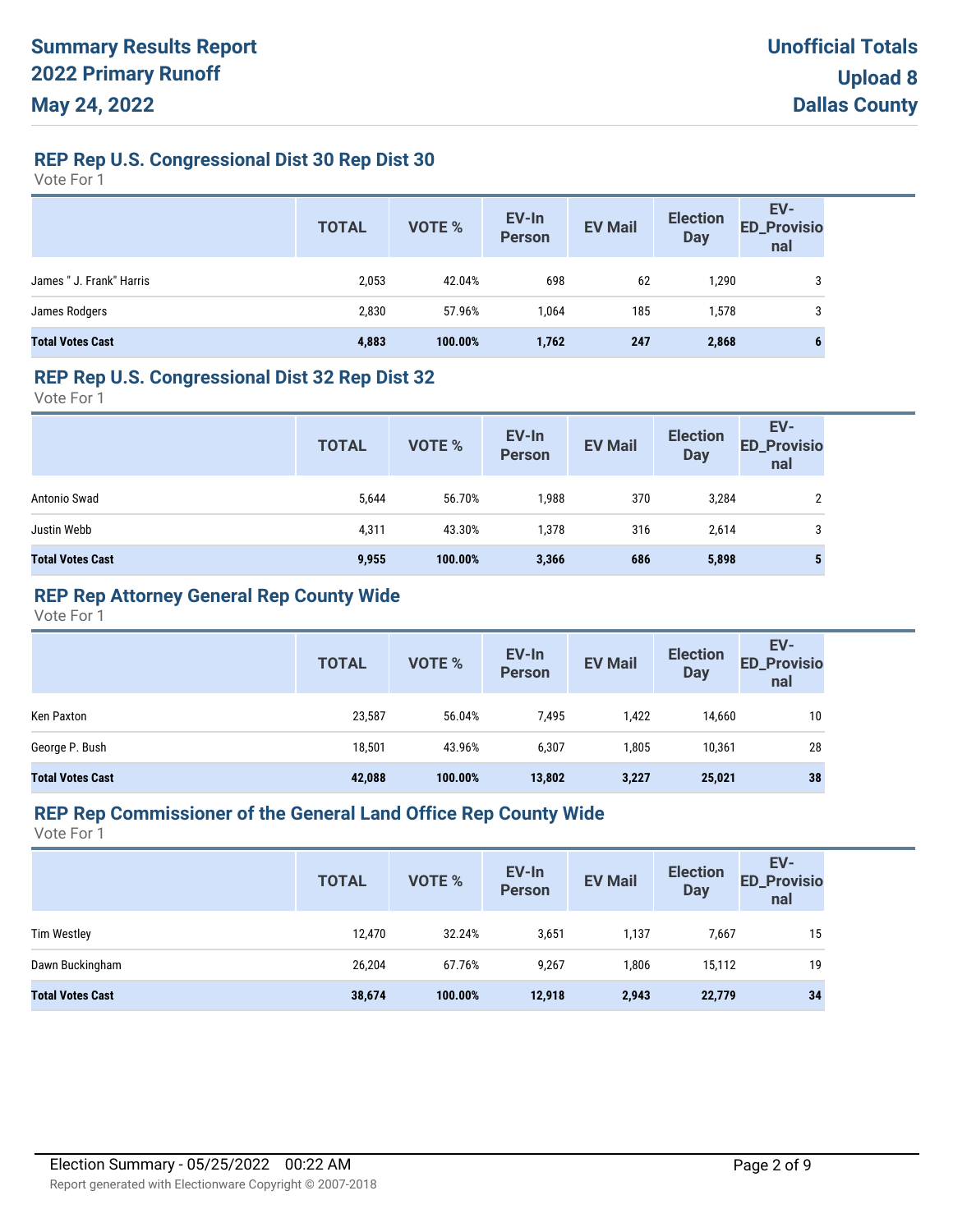**Summary Results Report**
**2022 Primary Runoff**
**May 24, 2022**

**Unofficial Totals**
**Upload 8**
**Dallas County**

## REP Rep U.S. Congressional Dist 30 Rep Dist 30

Vote For 1

| | TOTAL | VOTE % | EV-In Person | EV Mail | Election Day | EV-ED_Provisional |
|---|---|---|---|---|---|---|
| James " J. Frank" Harris | 2,053 | 42.04% | 698 | 62 | 1,290 | 3 |
| James Rodgers | 2,830 | 57.96% | 1,064 | 185 | 1,578 | 3 |
| **Total Votes Cast** | **4,883** | **100.00%** | **1,762** | **247** | **2,868** | **6** |

## REP Rep U.S. Congressional Dist 32 Rep Dist 32

Vote For 1

| | TOTAL | VOTE % | EV-In Person | EV Mail | Election Day | EV-ED_Provisional |
|---|---|---|---|---|---|---|
| Antonio Swad | 5,644 | 56.70% | 1,988 | 370 | 3,284 | 2 |
| Justin Webb | 4,311 | 43.30% | 1,378 | 316 | 2,614 | 3 |
| **Total Votes Cast** | **9,955** | **100.00%** | **3,366** | **686** | **5,898** | **5** |

## REP Rep Attorney General Rep County Wide

Vote For 1

| | TOTAL | VOTE % | EV-In Person | EV Mail | Election Day | EV-ED_Provisional |
|---|---|---|---|---|---|---|
| Ken Paxton | 23,587 | 56.04% | 7,495 | 1,422 | 14,660 | 10 |
| George P. Bush | 18,501 | 43.96% | 6,307 | 1,805 | 10,361 | 28 |
| **Total Votes Cast** | **42,088** | **100.00%** | **13,802** | **3,227** | **25,021** | **38** |

## REP Rep Commissioner of the General Land Office Rep County Wide

Vote For 1

| | TOTAL | VOTE % | EV-In Person | EV Mail | Election Day | EV-ED_Provisional |
|---|---|---|---|---|---|---|
| Tim Westley | 12,470 | 32.24% | 3,651 | 1,137 | 7,667 | 15 |
| Dawn Buckingham | 26,204 | 67.76% | 9,267 | 1,806 | 15,112 | 19 |
| **Total Votes Cast** | **38,674** | **100.00%** | **12,918** | **2,943** | **22,779** | **34** |

Election Summary - 05/25/2022 00:22 AM

Report generated with Electionware Copyright © 2007-2018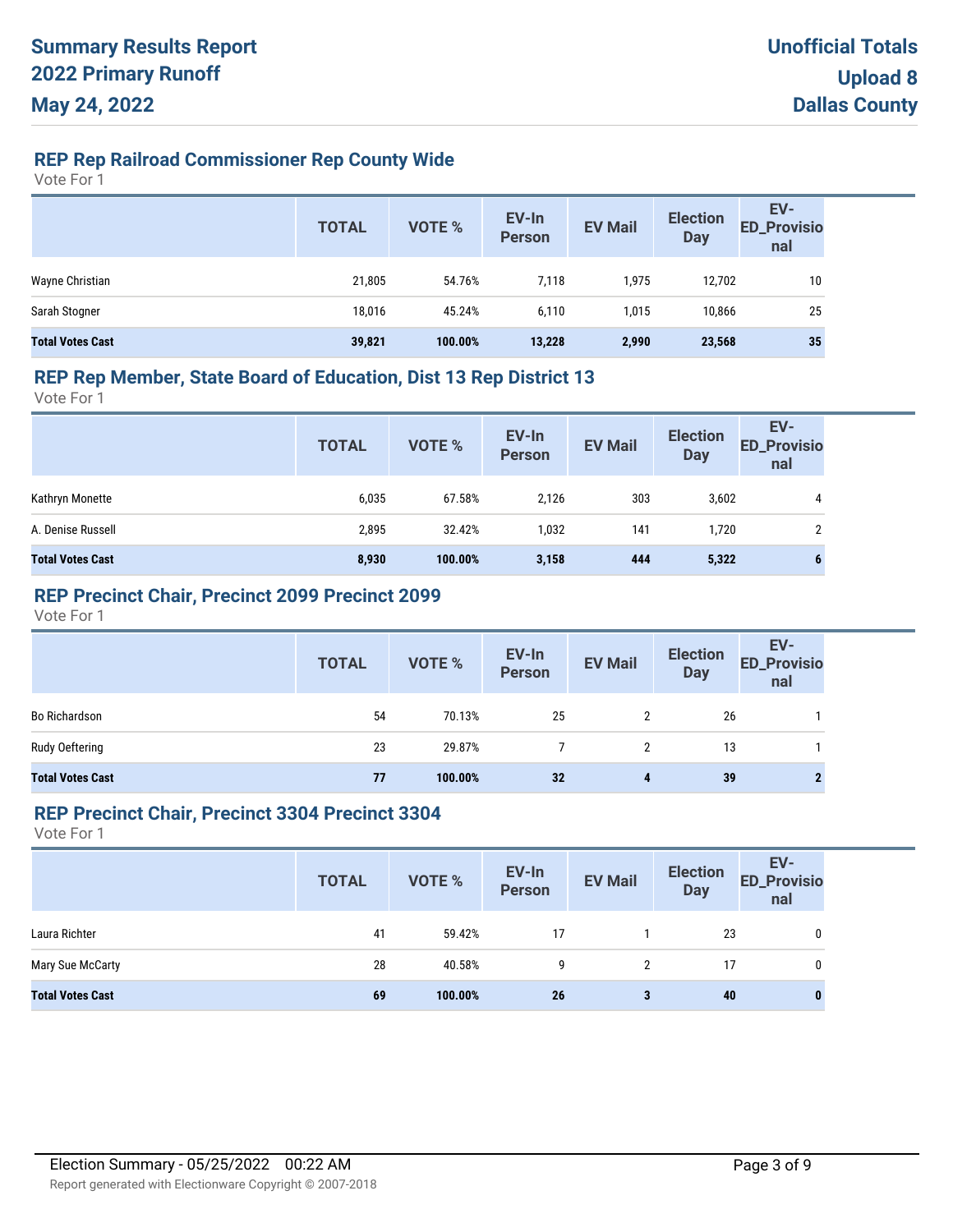# Summary Results Report
# 2022 Primary Runoff
# May 24, 2022

**Unofficial Totals**
**Upload 8**
**Dallas County**

## REP Rep Railroad Commissioner Rep County Wide

Vote For 1

| | TOTAL | VOTE % | EV-In Person | EV Mail | Election Day | EV-ED_Provisional |
|---|---|---|---|---|---|---|
| Wayne Christian | 21,805 | 54.76% | 7,118 | 1,975 | 12,702 | 10 |
| Sarah Stogner | 18,016 | 45.24% | 6,110 | 1,015 | 10,866 | 25 |
| **Total Votes Cast** | **39,821** | **100.00%** | **13,228** | **2,990** | **23,568** | **35** |

## REP Rep Member, State Board of Education, Dist 13 Rep District 13

Vote For 1

| | TOTAL | VOTE % | EV-In Person | EV Mail | Election Day | EV-ED_Provisional |
|---|---|---|---|---|---|---|
| Kathryn Monette | 6,035 | 67.58% | 2,126 | 303 | 3,602 | 4 |
| A. Denise Russell | 2,895 | 32.42% | 1,032 | 141 | 1,720 | 2 |
| **Total Votes Cast** | **8,930** | **100.00%** | **3,158** | **444** | **5,322** | **6** |

## REP Precinct Chair, Precinct 2099 Precinct 2099

Vote For 1

| | TOTAL | VOTE % | EV-In Person | EV Mail | Election Day | EV-ED_Provisional |
|---|---|---|---|---|---|---|
| Bo Richardson | 54 | 70.13% | 25 | 2 | 26 | 1 |
| Rudy Oeftering | 23 | 29.87% | 7 | 2 | 13 | 1 |
| **Total Votes Cast** | **77** | **100.00%** | **32** | **4** | **39** | **2** |

## REP Precinct Chair, Precinct 3304 Precinct 3304

Vote For 1

| | TOTAL | VOTE % | EV-In Person | EV Mail | Election Day | EV-ED_Provisional |
|---|---|---|---|---|---|---|
| Laura Richter | 41 | 59.42% | 17 | 1 | 23 | 0 |
| Mary Sue McCarty | 28 | 40.58% | 9 | 2 | 17 | 0 |
| **Total Votes Cast** | **69** | **100.00%** | **26** | **3** | **40** | **0** |

Election Summary - 05/25/2022 00:22 AM

Report generated with Electionware Copyright © 2007-2018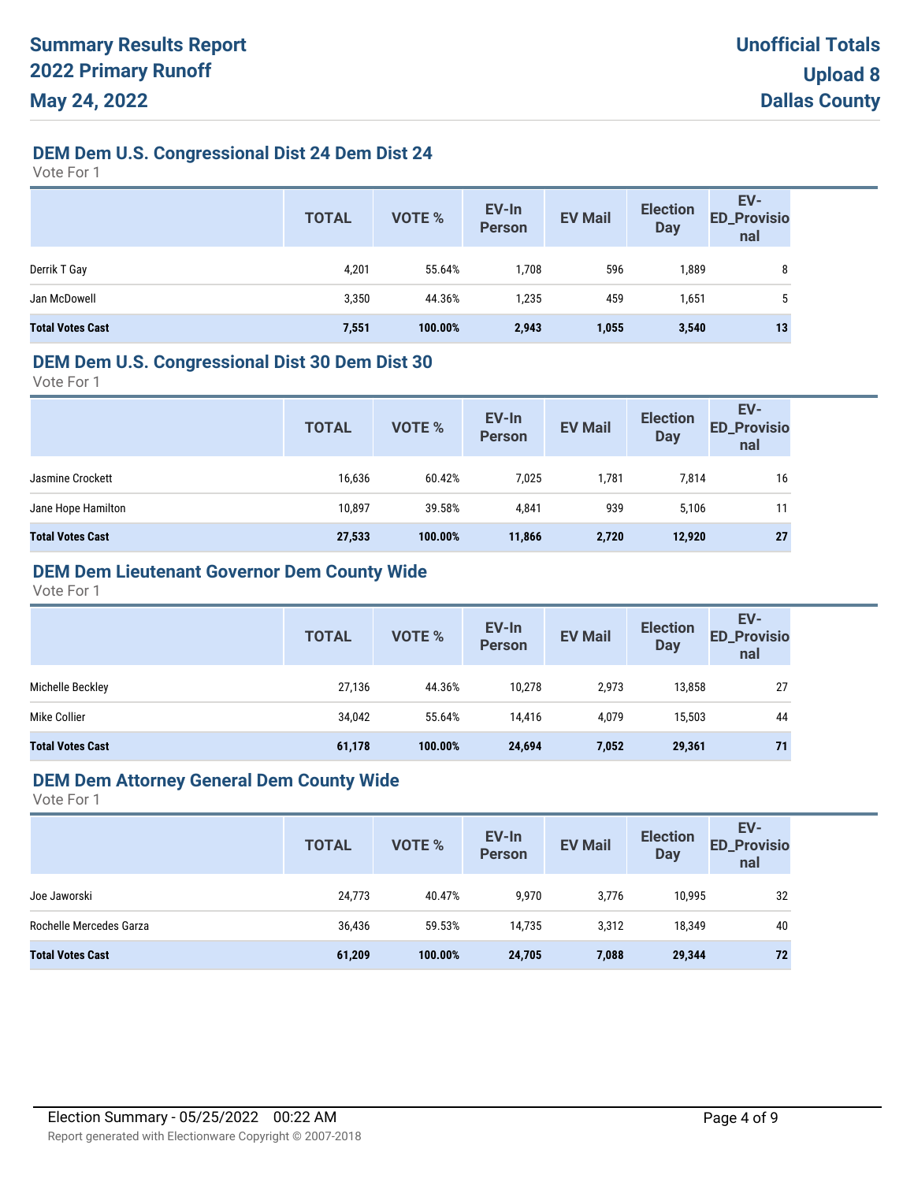# Summary Results Report
# 2022 Primary Runoff
# May 24, 2022

**Unofficial Totals**
**Upload 8**
**Dallas County**

## DEM Dem U.S. Congressional Dist 24 Dem Dist 24

Vote For 1

| | TOTAL | VOTE % | EV-In Person | EV Mail | Election Day | EV-ED_Provisional |
|---|---|---|---|---|---|---|
| Derrik T Gay | 4,201 | 55.64% | 1,708 | 596 | 1,889 | 8 |
| Jan McDowell | 3,350 | 44.36% | 1,235 | 459 | 1,651 | 5 |
| **Total Votes Cast** | **7,551** | **100.00%** | **2,943** | **1,055** | **3,540** | **13** |

## DEM Dem U.S. Congressional Dist 30 Dem Dist 30

Vote For 1

| | TOTAL | VOTE % | EV-In Person | EV Mail | Election Day | EV-ED_Provisional |
|---|---|---|---|---|---|---|
| Jasmine Crockett | 16,636 | 60.42% | 7,025 | 1,781 | 7,814 | 16 |
| Jane Hope Hamilton | 10,897 | 39.58% | 4,841 | 939 | 5,106 | 11 |
| **Total Votes Cast** | **27,533** | **100.00%** | **11,866** | **2,720** | **12,920** | **27** |

## DEM Dem Lieutenant Governor Dem County Wide

Vote For 1

| | TOTAL | VOTE % | EV-In Person | EV Mail | Election Day | EV-ED_Provisional |
|---|---|---|---|---|---|---|
| Michelle Beckley | 27,136 | 44.36% | 10,278 | 2,973 | 13,858 | 27 |
| Mike Collier | 34,042 | 55.64% | 14,416 | 4,079 | 15,503 | 44 |
| **Total Votes Cast** | **61,178** | **100.00%** | **24,694** | **7,052** | **29,361** | **71** |

## DEM Dem Attorney General Dem County Wide

Vote For 1

| | TOTAL | VOTE % | EV-In Person | EV Mail | Election Day | EV-ED_Provisional |
|---|---|---|---|---|---|---|
| Joe Jaworski | 24,773 | 40.47% | 9,970 | 3,776 | 10,995 | 32 |
| Rochelle Mercedes Garza | 36,436 | 59.53% | 14,735 | 3,312 | 18,349 | 40 |
| **Total Votes Cast** | **61,209** | **100.00%** | **24,705** | **7,088** | **29,344** | **72** |

Election Summary - 05/25/2022 00:22 AM

Report generated with Electionware Copyright © 2007-2018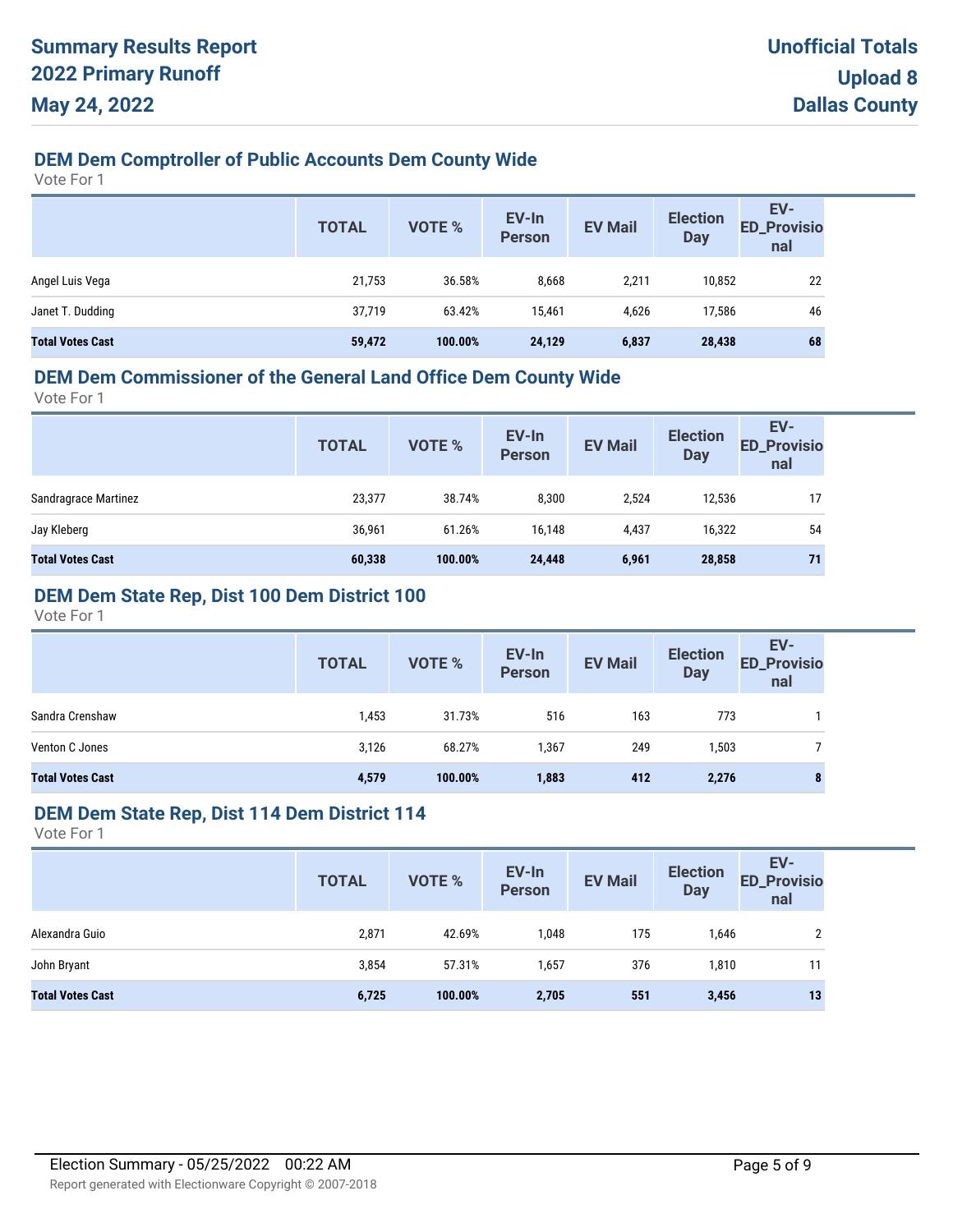# Summary Results Report
# 2022 Primary Runoff
# May 24, 2022

**Unofficial Totals**
**Upload 8**
**Dallas County**

## DEM Dem Comptroller of Public Accounts Dem County Wide

Vote For 1

| | TOTAL | VOTE % | EV-In Person | EV Mail | Election Day | EV-ED_Provisional |
|---|---|---|---|---|---|---|
| Angel Luis Vega | 21,753 | 36.58% | 8,668 | 2,211 | 10,852 | 22 |
| Janet T. Dudding | 37,719 | 63.42% | 15,461 | 4,626 | 17,586 | 46 |
| **Total Votes Cast** | **59,472** | **100.00%** | **24,129** | **6,837** | **28,438** | **68** |

## DEM Dem Commissioner of the General Land Office Dem County Wide

Vote For 1

| | TOTAL | VOTE % | EV-In Person | EV Mail | Election Day | EV-ED_Provisional |
|---|---|---|---|---|---|---|
| Sandragrace Martinez | 23,377 | 38.74% | 8,300 | 2,524 | 12,536 | 17 |
| Jay Kleberg | 36,961 | 61.26% | 16,148 | 4,437 | 16,322 | 54 |
| **Total Votes Cast** | **60,338** | **100.00%** | **24,448** | **6,961** | **28,858** | **71** |

## DEM Dem State Rep, Dist 100 Dem District 100

Vote For 1

| | TOTAL | VOTE % | EV-In Person | EV Mail | Election Day | EV-ED_Provisional |
|---|---|---|---|---|---|---|
| Sandra Crenshaw | 1,453 | 31.73% | 516 | 163 | 773 | 1 |
| Venton C Jones | 3,126 | 68.27% | 1,367 | 249 | 1,503 | 7 |
| **Total Votes Cast** | **4,579** | **100.00%** | **1,883** | **412** | **2,276** | **8** |

## DEM Dem State Rep, Dist 114 Dem District 114

Vote For 1

| | TOTAL | VOTE % | EV-In Person | EV Mail | Election Day | EV-ED_Provisional |
|---|---|---|---|---|---|---|
| Alexandra Guio | 2,871 | 42.69% | 1,048 | 175 | 1,646 | 2 |
| John Bryant | 3,854 | 57.31% | 1,657 | 376 | 1,810 | 11 |
| **Total Votes Cast** | **6,725** | **100.00%** | **2,705** | **551** | **3,456** | **13** |

Election Summary - 05/25/2022 00:22 AM

Report generated with Electionware Copyright © 2007-2018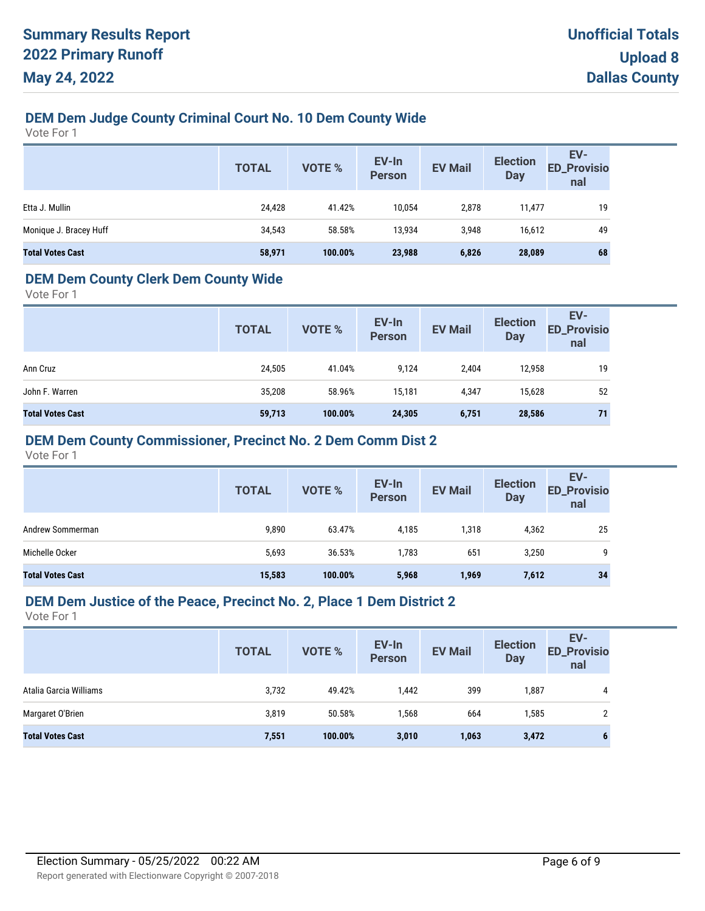# Summary Results Report
## 2022 Primary Runoff
## May 24, 2022

**Unofficial Totals**
**Upload 8**
**Dallas County**

### DEM Dem Judge County Criminal Court No. 10 Dem County Wide
Vote For 1

| | TOTAL | VOTE % | EV-In Person | EV Mail | Election Day | EV-ED_Provisional |
|---|---|---|---|---|---|---|
| Etta J. Mullin | 24,428 | 41.42% | 10,054 | 2,878 | 11,477 | 19 |
| Monique J. Bracey Huff | 34,543 | 58.58% | 13,934 | 3,948 | 16,612 | 49 |
| **Total Votes Cast** | **58,971** | **100.00%** | **23,988** | **6,826** | **28,089** | **68** |

### DEM Dem County Clerk Dem County Wide
Vote For 1

| | TOTAL | VOTE % | EV-In Person | EV Mail | Election Day | EV-ED_Provisional |
|---|---|---|---|---|---|---|
| Ann Cruz | 24,505 | 41.04% | 9,124 | 2,404 | 12,958 | 19 |
| John F. Warren | 35,208 | 58.96% | 15,181 | 4,347 | 15,628 | 52 |
| **Total Votes Cast** | **59,713** | **100.00%** | **24,305** | **6,751** | **28,586** | **71** |

### DEM Dem County Commissioner, Precinct No. 2 Dem Comm Dist 2
Vote For 1

| | TOTAL | VOTE % | EV-In Person | EV Mail | Election Day | EV-ED_Provisional |
|---|---|---|---|---|---|---|
| Andrew Sommerman | 9,890 | 63.47% | 4,185 | 1,318 | 4,362 | 25 |
| Michelle Ocker | 5,693 | 36.53% | 1,783 | 651 | 3,250 | 9 |
| **Total Votes Cast** | **15,583** | **100.00%** | **5,968** | **1,969** | **7,612** | **34** |

### DEM Dem Justice of the Peace, Precinct No. 2, Place 1 Dem District 2
Vote For 1

| | TOTAL | VOTE % | EV-In Person | EV Mail | Election Day | EV-ED_Provisional |
|---|---|---|---|---|---|---|
| Atalia Garcia Williams | 3,732 | 49.42% | 1,442 | 399 | 1,887 | 4 |
| Margaret O'Brien | 3,819 | 50.58% | 1,568 | 664 | 1,585 | 2 |
| **Total Votes Cast** | **7,551** | **100.00%** | **3,010** | **1,063** | **3,472** | **6** |

Election Summary - 05/25/2022 00:22 AM

Report generated with Electionware Copyright © 2007-2018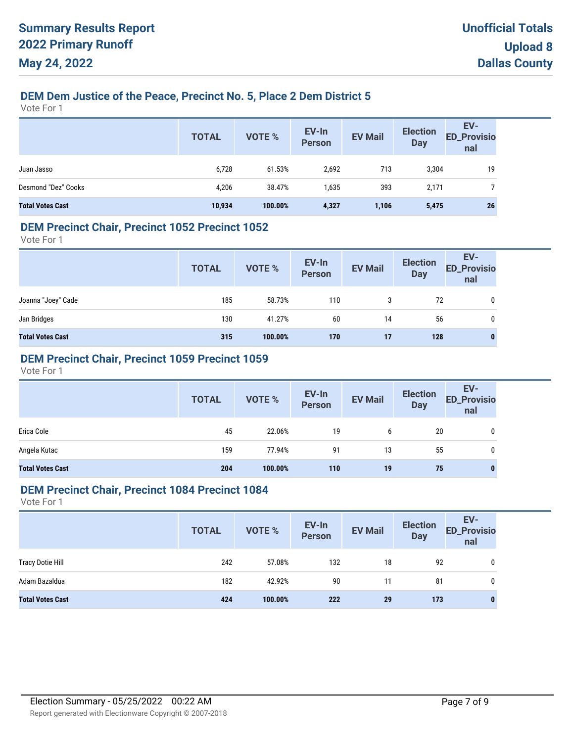## DEM Dem Justice of the Peace, Precinct No. 5, Place 2 Dem District 5

Vote For 1

| | TOTAL | VOTE % | EV-In Person | EV Mail | Election Day | EV-ED_Provisional |
|---|---|---|---|---|---|---|
| Juan Jasso | 6,728 | 61.53% | 2,692 | 713 | 3,304 | 19 |
| Desmond "Dez" Cooks | 4,206 | 38.47% | 1,635 | 393 | 2,171 | 7 |
| **Total Votes Cast** | **10,934** | **100.00%** | **4,327** | **1,106** | **5,475** | **26** |

## DEM Precinct Chair, Precinct 1052 Precinct 1052

Vote For 1

| | TOTAL | VOTE % | EV-In Person | EV Mail | Election Day | EV-ED_Provisional |
|---|---|---|---|---|---|---|
| Joanna "Joey" Cade | 185 | 58.73% | 110 | 3 | 72 | 0 |
| Jan Bridges | 130 | 41.27% | 60 | 14 | 56 | 0 |
| **Total Votes Cast** | **315** | **100.00%** | **170** | **17** | **128** | **0** |

## DEM Precinct Chair, Precinct 1059 Precinct 1059

Vote For 1

| | TOTAL | VOTE % | EV-In Person | EV Mail | Election Day | EV-ED_Provisional |
|---|---|---|---|---|---|---|
| Erica Cole | 45 | 22.06% | 19 | 6 | 20 | 0 |
| Angela Kutac | 159 | 77.94% | 91 | 13 | 55 | 0 |
| **Total Votes Cast** | **204** | **100.00%** | **110** | **19** | **75** | **0** |

## DEM Precinct Chair, Precinct 1084 Precinct 1084

Vote For 1

| | TOTAL | VOTE % | EV-In Person | EV Mail | Election Day | EV-ED_Provisional |
|---|---|---|---|---|---|---|
| Tracy Dotie Hill | 242 | 57.08% | 132 | 18 | 92 | 0 |
| Adam Bazaldua | 182 | 42.92% | 90 | 11 | 81 | 0 |
| **Total Votes Cast** | **424** | **100.00%** | **222** | **29** | **173** | **0** |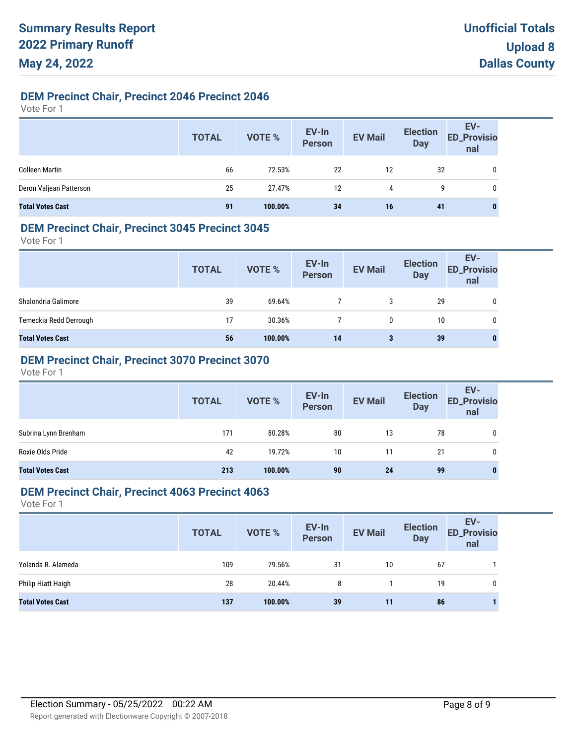# Summary Results Report
# 2022 Primary Runoff
# May 24, 2022

**Unofficial Totals**
**Upload 8**
**Dallas County**

## DEM Precinct Chair, Precinct 2046 Precinct 2046

Vote For 1

| | TOTAL | VOTE % | EV-In Person | EV Mail | Election Day | EV-ED_Provisional |
|---|---|---|---|---|---|---|
| Colleen Martin | 66 | 72.53% | 22 | 12 | 32 | 0 |
| Deron Valjean Patterson | 25 | 27.47% | 12 | 4 | 9 | 0 |
| **Total Votes Cast** | **91** | **100.00%** | **34** | **16** | **41** | **0** |

## DEM Precinct Chair, Precinct 3045 Precinct 3045

Vote For 1

| | TOTAL | VOTE % | EV-In Person | EV Mail | Election Day | EV-ED_Provisional |
|---|---|---|---|---|---|---|
| Shalondria Galimore | 39 | 69.64% | 7 | 3 | 29 | 0 |
| Temeckia Redd Derrough | 17 | 30.36% | 7 | 0 | 10 | 0 |
| **Total Votes Cast** | **56** | **100.00%** | **14** | **3** | **39** | **0** |

## DEM Precinct Chair, Precinct 3070 Precinct 3070

Vote For 1

| | TOTAL | VOTE % | EV-In Person | EV Mail | Election Day | EV-ED_Provisional |
|---|---|---|---|---|---|---|
| Subrina Lynn Brenham | 171 | 80.28% | 80 | 13 | 78 | 0 |
| Roxie Olds Pride | 42 | 19.72% | 10 | 11 | 21 | 0 |
| **Total Votes Cast** | **213** | **100.00%** | **90** | **24** | **99** | **0** |

## DEM Precinct Chair, Precinct 4063 Precinct 4063

Vote For 1

| | TOTAL | VOTE % | EV-In Person | EV Mail | Election Day | EV-ED_Provisional |
|---|---|---|---|---|---|---|
| Yolanda R. Alameda | 109 | 79.56% | 31 | 10 | 67 | 1 |
| Philip Hiatt Haigh | 28 | 20.44% | 8 | 1 | 19 | 0 |
| **Total Votes Cast** | **137** | **100.00%** | **39** | **11** | **86** | **1** |

Election Summary - 05/25/2022 00:22 AM

Report generated with Electionware Copyright © 2007-2018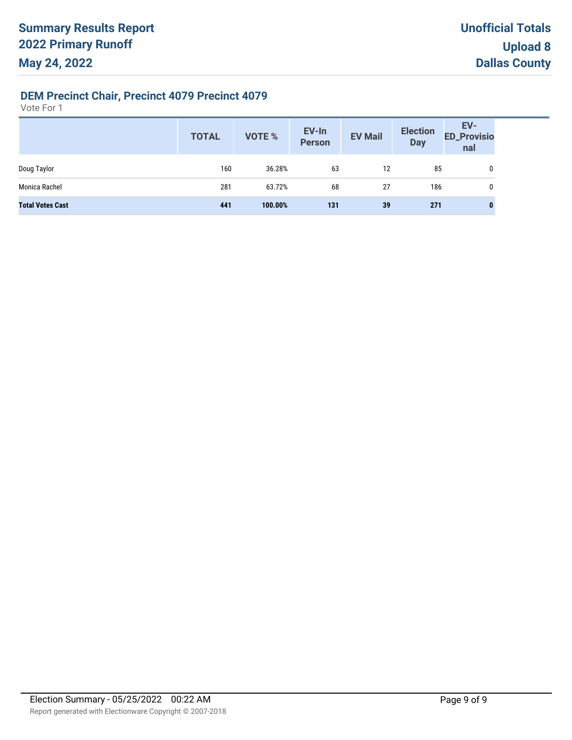## DEM Precinct Chair, Precinct 4079 Precinct 4079

Vote For 1

| | TOTAL | VOTE % | EV-In Person | EV Mail | Election Day | EV-ED_Provisional |
|---|---|---|---|---|---|---|
| Doug Taylor | 160 | 36.28% | 63 | 12 | 85 | 0 |
| Monica Rachel | 281 | 63.72% | 68 | 27 | 186 | 0 |
| **Total Votes Cast** | **441** | **100.00%** | **131** | **39** | **271** | **0** |